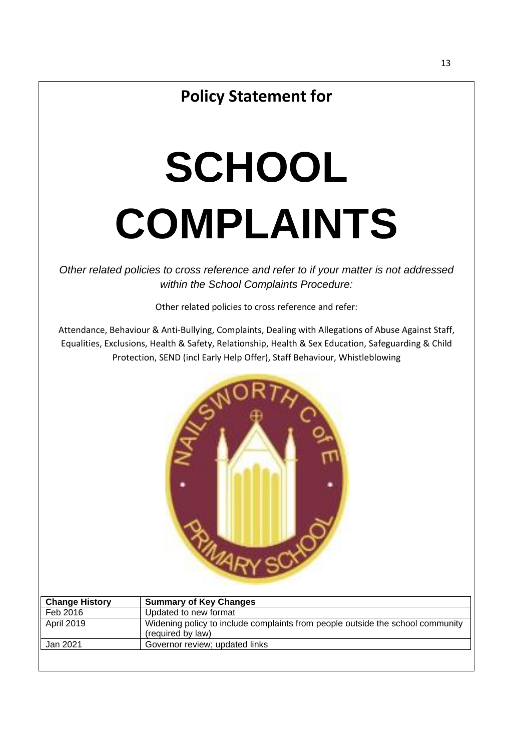**Policy Statement for**

# SCHOOL COMPLAINTS

*Other related policies to cross reference and refer to if your matter is not addressed within the School Complaints Procedure:*

Other related policies to cross reference and refer:

Attendance, Behaviour & Anti-Bullying, Complaints, Dealing with Allegations of Abuse Against Staff, Equalities, Exclusions, Health & Safety, Relationship, Health & Sex Education, Safeguarding & Child Protection, SEND (incl Early Help Offer), Staff Behaviour, Whistleblowing

| Change History | Summary of Key Changes |
|---|---|
| Feb 2016 | Updated to new format |
| April 2019 | Widening policy to include complaints from people outside the school community (required by law) |
| Jan 2021 | Governor review; updated links |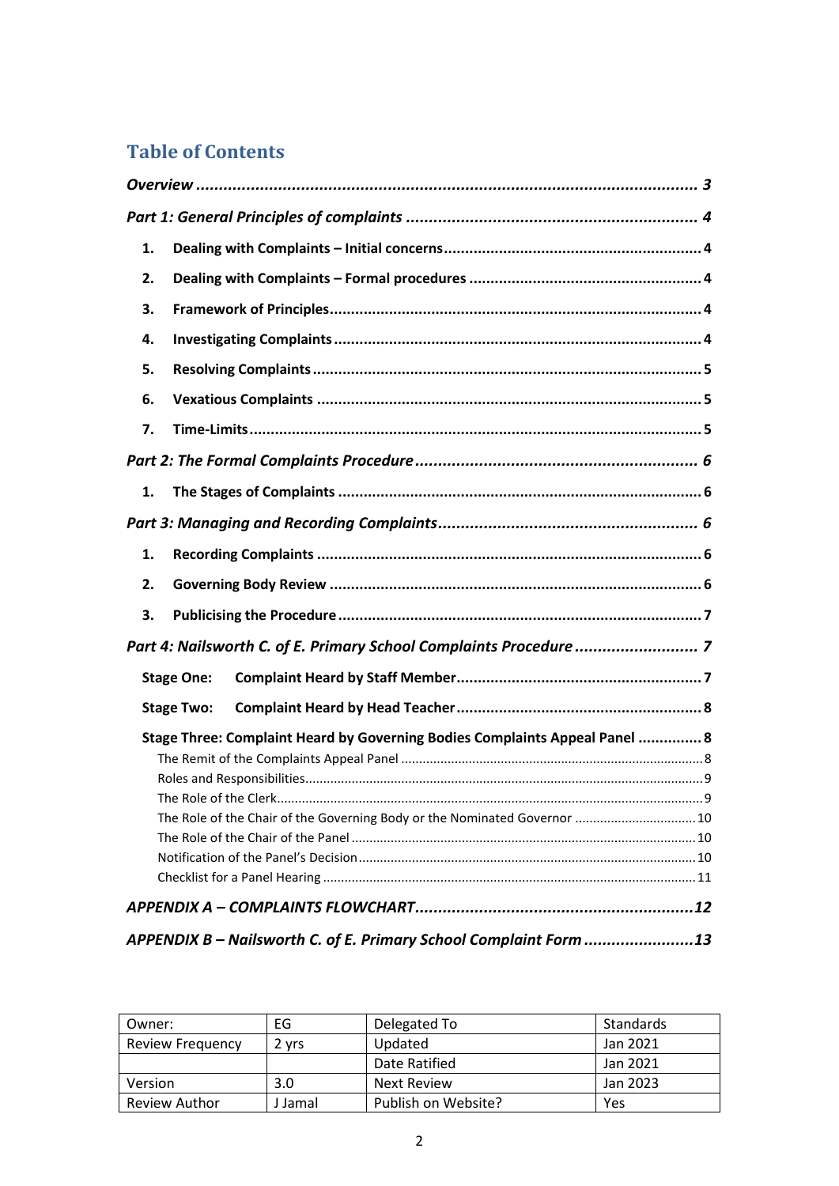## Table of Contents

*Overview* ........................................................................................................... *3*

*Part 1: General Principles of complaints* .................................................................. *4*

1. **Dealing with Complaints – Initial concerns** .................................................... 4
2. **Dealing with Complaints – Formal procedures** ................................................ 4
3. **Framework of Principles** ................................................................................ 4
4. **Investigating Complaints** ............................................................................... 4
5. **Resolving Complaints** .................................................................................... 5
6. **Vexatious Complaints** ................................................................................... 5
7. **Time-Limits** .................................................................................................. 5

*Part 2: The Formal Complaints Procedure* ................................................................. *6*

1. **The Stages of Complaints** .............................................................................. 6

*Part 3: Managing and Recording Complaints* ............................................................... *6*

1. **Recording Complaints** .................................................................................... 6
2. **Governing Body Review** .................................................................................. 6
3. **Publicising the Procedure** ............................................................................... 7

*Part 4: Nailsworth C. of E. Primary School Complaints Procedure* ................................. *7*

**Stage One: Complaint Heard by Staff Member** ........................................................ 7

**Stage Two: Complaint Heard by Head Teacher** ........................................................ 8

**Stage Three: Complaint Heard by Governing Bodies Complaints Appeal Panel** ............... 8

- The Remit of the Complaints Appeal Panel ........................................................ 8
- Roles and Responsibilities .................................................................................. 9
- The Role of the Clerk .......................................................................................... 9
- The Role of the Chair of the Governing Body or the Nominated Governor ............... 10
- The Role of the Chair of the Panel ....................................................................... 10
- Notification of the Panel's Decision ..................................................................... 10
- Checklist for a Panel Hearing .............................................................................. 11

***APPENDIX A – COMPLAINTS FLOWCHART*** ................................................................ ***12***

***APPENDIX B – Nailsworth C. of E. Primary School Complaint Form*** ............................ ***13***

| Owner: | EG | Delegated To | Standards |
|---|---|---|---|
| Review Frequency | 2 yrs | Updated | Jan 2021 |
| | | Date Ratified | Jan 2021 |
| Version | 3.0 | Next Review | Jan 2023 |
| Review Author | J Jamal | Publish on Website? | Yes |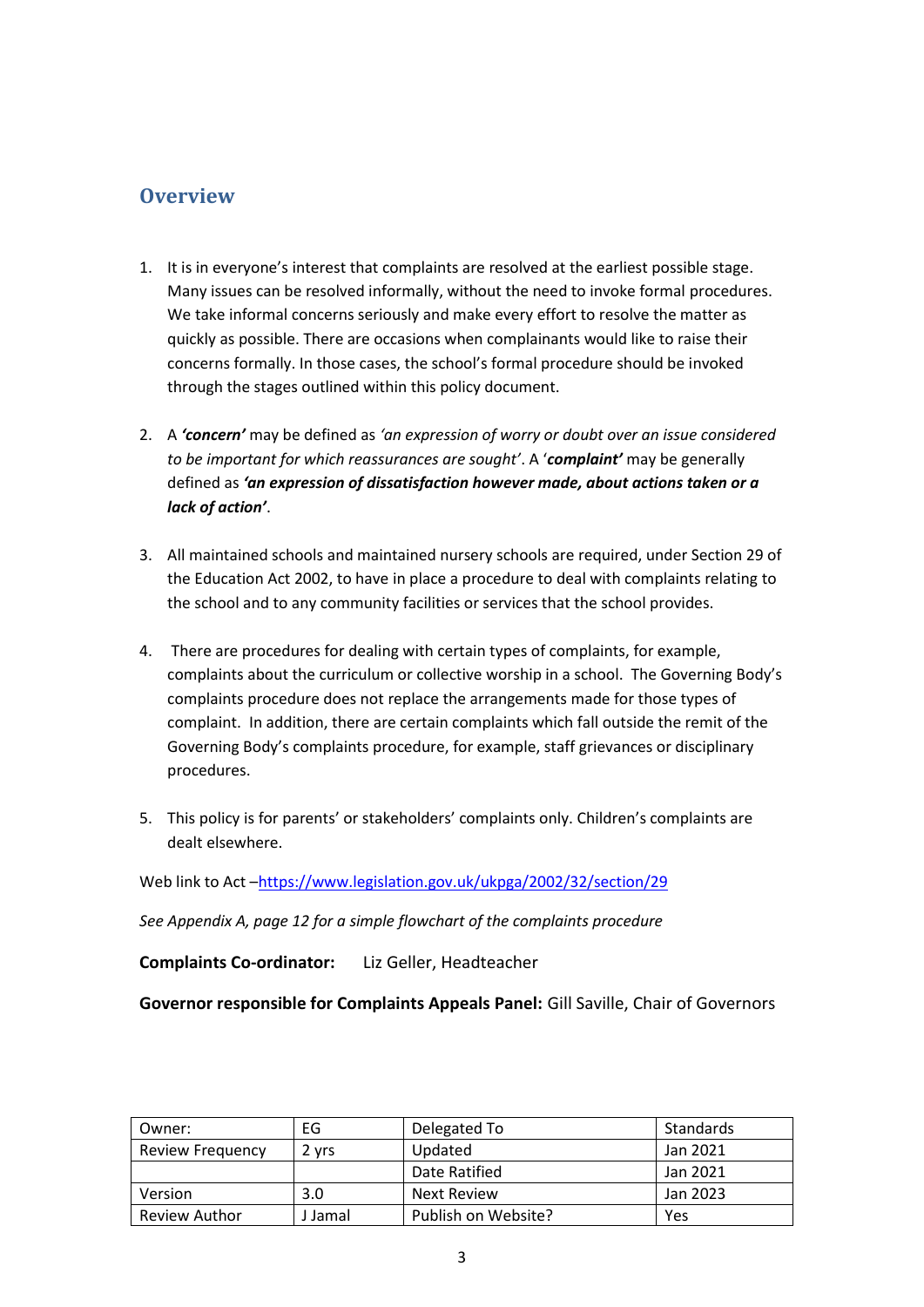## Overview

1. It is in everyone's interest that complaints are resolved at the earliest possible stage. Many issues can be resolved informally, without the need to invoke formal procedures. We take informal concerns seriously and make every effort to resolve the matter as quickly as possible. There are occasions when complainants would like to raise their concerns formally. In those cases, the school's formal procedure should be invoked through the stages outlined within this policy document.

2. A ***'concern'*** may be defined as *'an expression of worry or doubt over an issue considered to be important for which reassurances are sought'*. A '***complaint'*** may be generally defined as ***'an expression of dissatisfaction however made, about actions taken or a lack of action'***.

3. All maintained schools and maintained nursery schools are required, under Section 29 of the Education Act 2002, to have in place a procedure to deal with complaints relating to the school and to any community facilities or services that the school provides.

4. There are procedures for dealing with certain types of complaints, for example, complaints about the curriculum or collective worship in a school. The Governing Body's complaints procedure does not replace the arrangements made for those types of complaint. In addition, there are certain complaints which fall outside the remit of the Governing Body's complaints procedure, for example, staff grievances or disciplinary procedures.

5. This policy is for parents' or stakeholders' complaints only. Children's complaints are dealt elsewhere.

Web link to Act –https://www.legislation.gov.uk/ukpga/2002/32/section/29

*See Appendix A, page 12 for a simple flowchart of the complaints procedure*

**Complaints Co-ordinator:** Liz Geller, Headteacher

**Governor responsible for Complaints Appeals Panel:** Gill Saville, Chair of Governors

| Owner: | EG | Delegated To | Standards |
|---|---|---|---|
| Review Frequency | 2 yrs | Updated | Jan 2021 |
| | | Date Ratified | Jan 2021 |
| Version | 3.0 | Next Review | Jan 2023 |
| Review Author | J Jamal | Publish on Website? | Yes |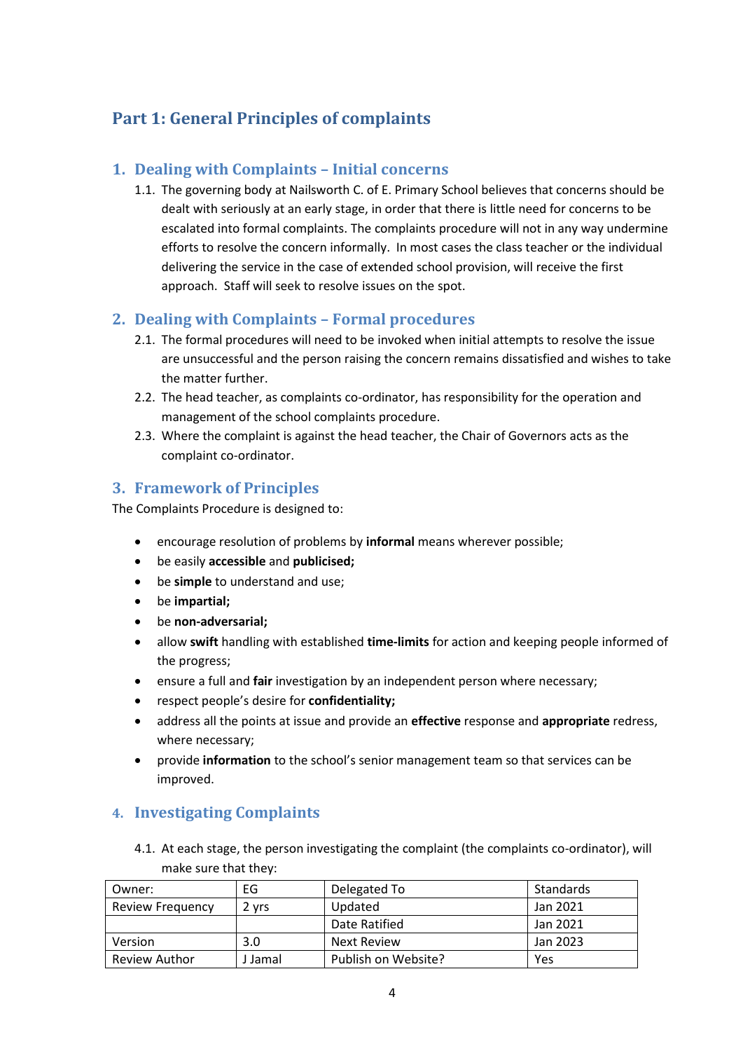# Part 1: General Principles of complaints

## 1. Dealing with Complaints – Initial concerns

1.1. The governing body at Nailsworth C. of E. Primary School believes that concerns should be dealt with seriously at an early stage, in order that there is little need for concerns to be escalated into formal complaints. The complaints procedure will not in any way undermine efforts to resolve the concern informally. In most cases the class teacher or the individual delivering the service in the case of extended school provision, will receive the first approach. Staff will seek to resolve issues on the spot.

## 2. Dealing with Complaints – Formal procedures

2.1. The formal procedures will need to be invoked when initial attempts to resolve the issue are unsuccessful and the person raising the concern remains dissatisfied and wishes to take the matter further.

2.2. The head teacher, as complaints co-ordinator, has responsibility for the operation and management of the school complaints procedure.

2.3. Where the complaint is against the head teacher, the Chair of Governors acts as the complaint co-ordinator.

## 3. Framework of Principles

The Complaints Procedure is designed to:

- encourage resolution of problems by **informal** means wherever possible;
- be easily **accessible** and **publicised;**
- be **simple** to understand and use;
- be **impartial;**
- be **non-adversarial;**
- allow **swift** handling with established **time-limits** for action and keeping people informed of the progress;
- ensure a full and **fair** investigation by an independent person where necessary;
- respect people's desire for **confidentiality;**
- address all the points at issue and provide an **effective** response and **appropriate** redress, where necessary;
- provide **information** to the school's senior management team so that services can be improved.

## 4. Investigating Complaints

4.1. At each stage, the person investigating the complaint (the complaints co-ordinator), will make sure that they:

| Owner: | EG | Delegated To | Standards |
|---|---|---|---|
| Review Frequency | 2 yrs | Updated | Jan 2021 |
| | | Date Ratified | Jan 2021 |
| Version | 3.0 | Next Review | Jan 2023 |
| Review Author | J Jamal | Publish on Website? | Yes |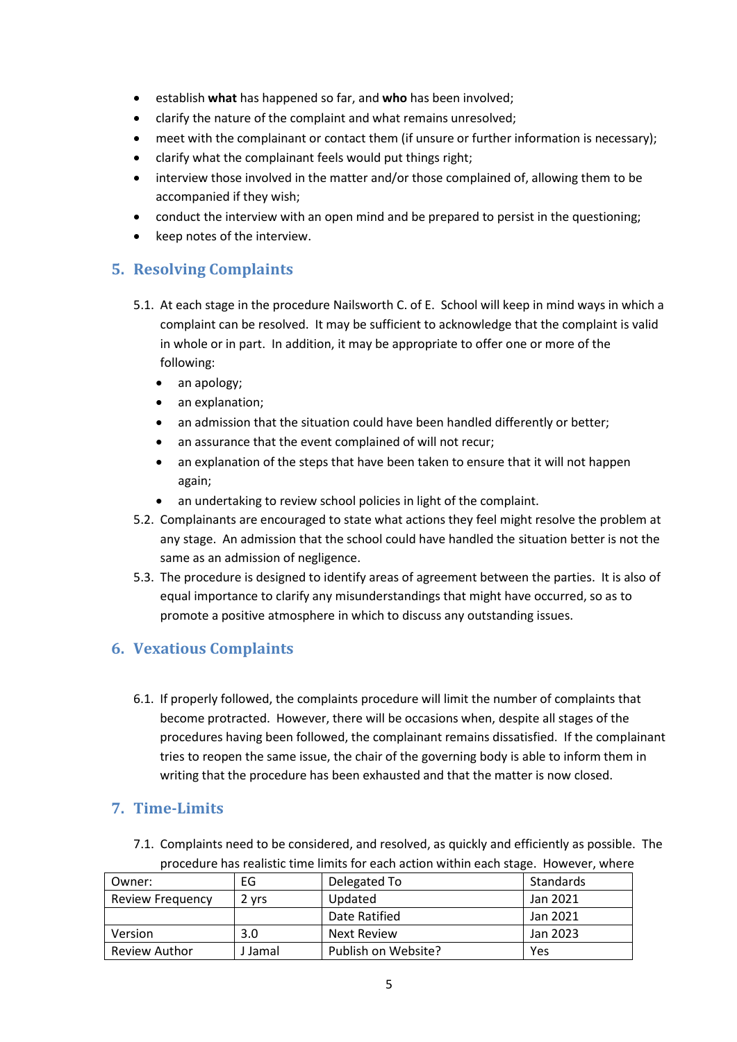- establish **what** has happened so far, and **who** has been involved;
- clarify the nature of the complaint and what remains unresolved;
- meet with the complainant or contact them (if unsure or further information is necessary);
- clarify what the complainant feels would put things right;
- interview those involved in the matter and/or those complained of, allowing them to be accompanied if they wish;
- conduct the interview with an open mind and be prepared to persist in the questioning;
- keep notes of the interview.

## 5. Resolving Complaints

5.1. At each stage in the procedure Nailsworth C. of E. School will keep in mind ways in which a complaint can be resolved. It may be sufficient to acknowledge that the complaint is valid in whole or in part. In addition, it may be appropriate to offer one or more of the following:

- an apology;
- an explanation;
- an admission that the situation could have been handled differently or better;
- an assurance that the event complained of will not recur;
- an explanation of the steps that have been taken to ensure that it will not happen again;
- an undertaking to review school policies in light of the complaint.

5.2. Complainants are encouraged to state what actions they feel might resolve the problem at any stage. An admission that the school could have handled the situation better is not the same as an admission of negligence.

5.3. The procedure is designed to identify areas of agreement between the parties. It is also of equal importance to clarify any misunderstandings that might have occurred, so as to promote a positive atmosphere in which to discuss any outstanding issues.

## 6. Vexatious Complaints

6.1. If properly followed, the complaints procedure will limit the number of complaints that become protracted. However, there will be occasions when, despite all stages of the procedures having been followed, the complainant remains dissatisfied. If the complainant tries to reopen the same issue, the chair of the governing body is able to inform them in writing that the procedure has been exhausted and that the matter is now closed.

## 7. Time-Limits

7.1. Complaints need to be considered, and resolved, as quickly and efficiently as possible. The procedure has realistic time limits for each action within each stage. However, where

| Owner: | EG | Delegated To | Standards |
|---|---|---|---|
| Review Frequency | 2 yrs | Updated | Jan 2021 |
| | | Date Ratified | Jan 2021 |
| Version | 3.0 | Next Review | Jan 2023 |
| Review Author | J Jamal | Publish on Website? | Yes |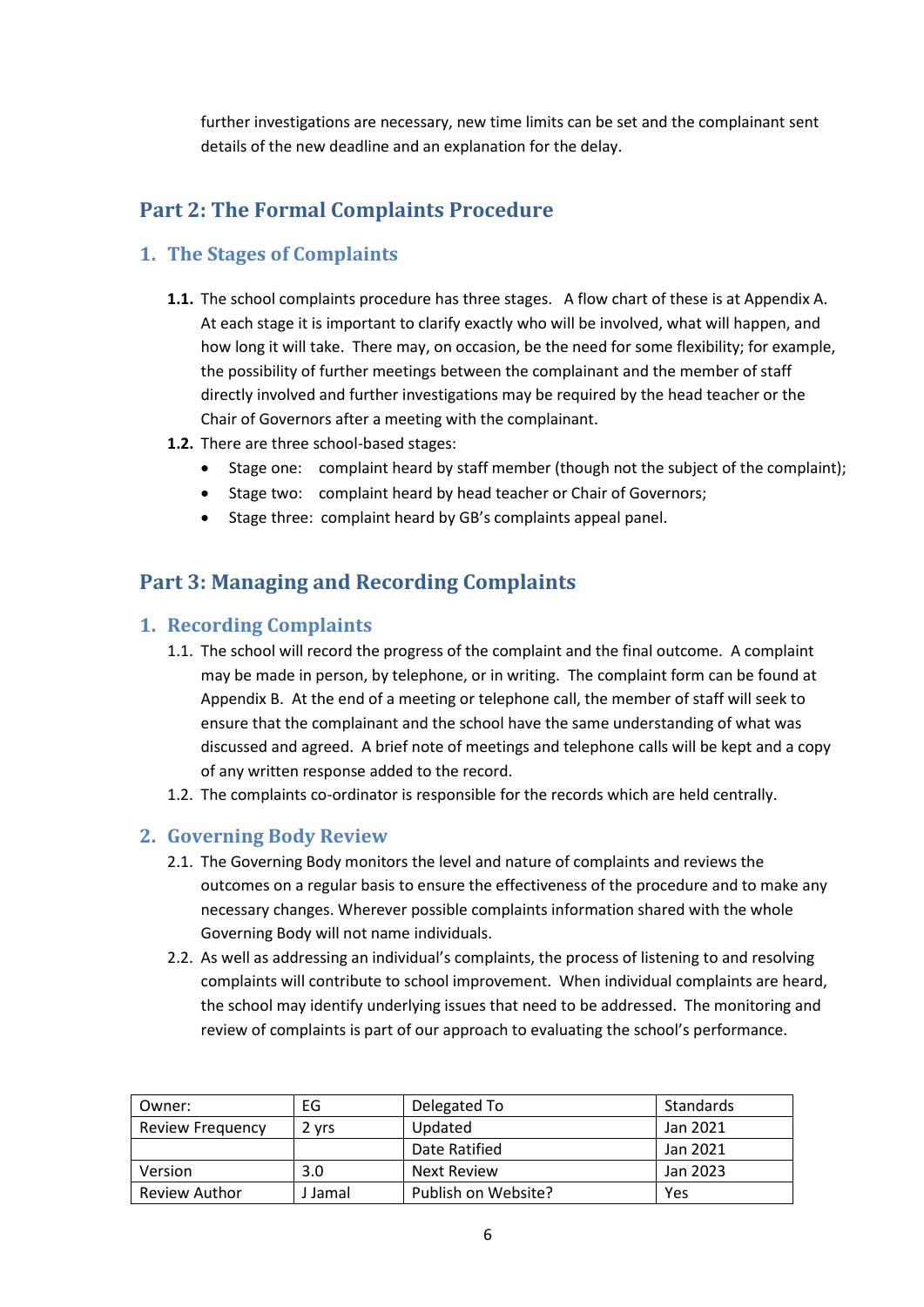further investigations are necessary, new time limits can be set and the complainant sent details of the new deadline and an explanation for the delay.

## Part 2: The Formal Complaints Procedure

### 1. The Stages of Complaints

**1.1.** The school complaints procedure has three stages. A flow chart of these is at Appendix A. At each stage it is important to clarify exactly who will be involved, what will happen, and how long it will take. There may, on occasion, be the need for some flexibility; for example, the possibility of further meetings between the complainant and the member of staff directly involved and further investigations may be required by the head teacher or the Chair of Governors after a meeting with the complainant.

**1.2.** There are three school-based stages:

- Stage one: complaint heard by staff member (though not the subject of the complaint);
- Stage two: complaint heard by head teacher or Chair of Governors;
- Stage three: complaint heard by GB's complaints appeal panel.

## Part 3: Managing and Recording Complaints

### 1. Recording Complaints

1.1. The school will record the progress of the complaint and the final outcome. A complaint may be made in person, by telephone, or in writing. The complaint form can be found at Appendix B. At the end of a meeting or telephone call, the member of staff will seek to ensure that the complainant and the school have the same understanding of what was discussed and agreed. A brief note of meetings and telephone calls will be kept and a copy of any written response added to the record.

1.2. The complaints co-ordinator is responsible for the records which are held centrally.

### 2. Governing Body Review

2.1. The Governing Body monitors the level and nature of complaints and reviews the outcomes on a regular basis to ensure the effectiveness of the procedure and to make any necessary changes. Wherever possible complaints information shared with the whole Governing Body will not name individuals.

2.2. As well as addressing an individual's complaints, the process of listening to and resolving complaints will contribute to school improvement. When individual complaints are heard, the school may identify underlying issues that need to be addressed. The monitoring and review of complaints is part of our approach to evaluating the school's performance.

| Owner: | EG | Delegated To | Standards |
|---|---|---|---|
| Review Frequency | 2 yrs | Updated | Jan 2021 |
| | | Date Ratified | Jan 2021 |
| Version | 3.0 | Next Review | Jan 2023 |
| Review Author | J Jamal | Publish on Website? | Yes |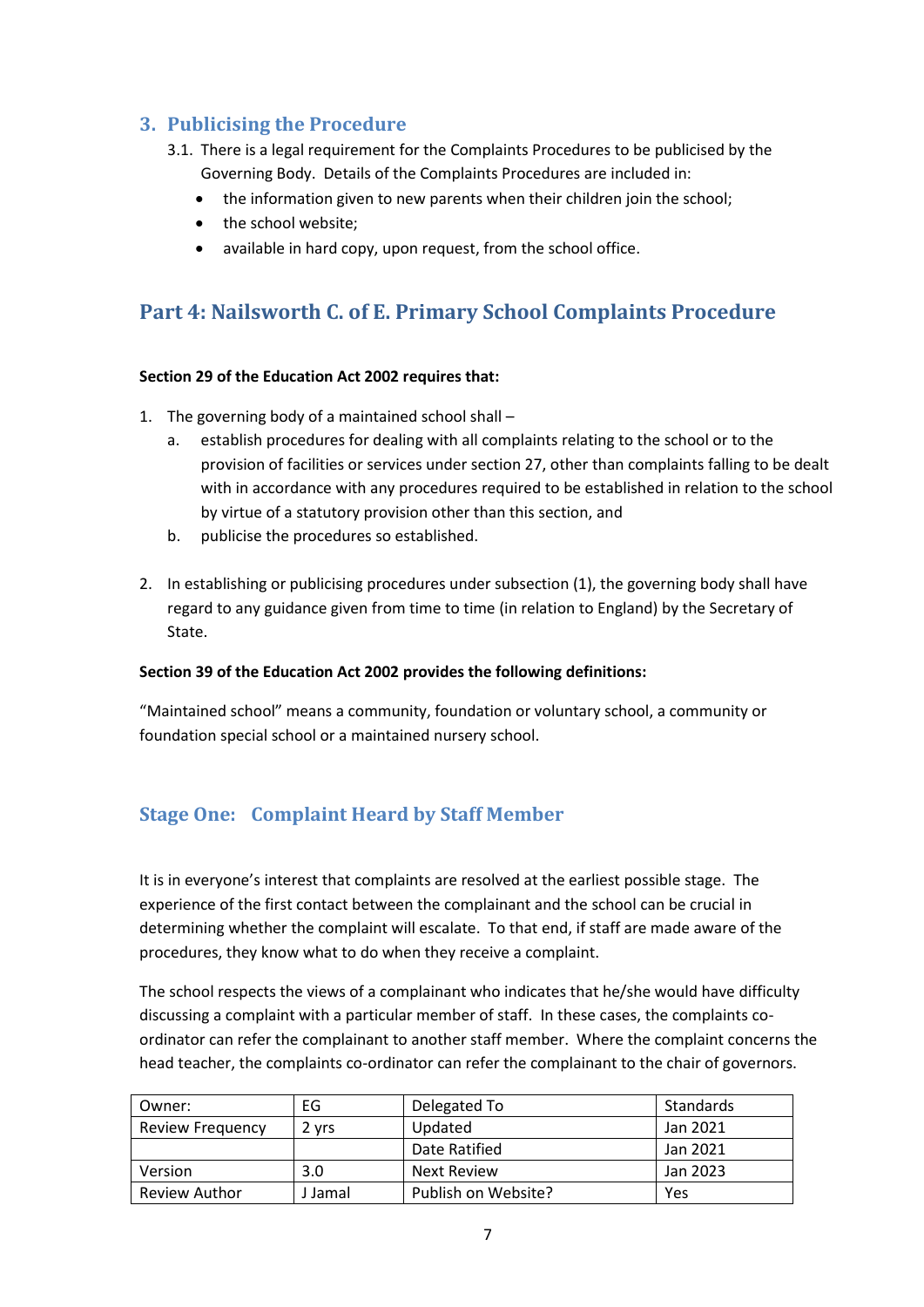## 3. Publicising the Procedure

3.1. There is a legal requirement for the Complaints Procedures to be publicised by the Governing Body. Details of the Complaints Procedures are included in:

- the information given to new parents when their children join the school;
- the school website;
- available in hard copy, upon request, from the school office.

## Part 4: Nailsworth C. of E. Primary School Complaints Procedure

**Section 29 of the Education Act 2002 requires that:**

1. The governing body of a maintained school shall –
   a. establish procedures for dealing with all complaints relating to the school or to the provision of facilities or services under section 27, other than complaints falling to be dealt with in accordance with any procedures required to be established in relation to the school by virtue of a statutory provision other than this section, and
   b. publicise the procedures so established.

2. In establishing or publicising procedures under subsection (1), the governing body shall have regard to any guidance given from time to time (in relation to England) by the Secretary of State.

**Section 39 of the Education Act 2002 provides the following definitions:**

"Maintained school" means a community, foundation or voluntary school, a community or foundation special school or a maintained nursery school.

## Stage One: Complaint Heard by Staff Member

It is in everyone's interest that complaints are resolved at the earliest possible stage. The experience of the first contact between the complainant and the school can be crucial in determining whether the complaint will escalate. To that end, if staff are made aware of the procedures, they know what to do when they receive a complaint.

The school respects the views of a complainant who indicates that he/she would have difficulty discussing a complaint with a particular member of staff. In these cases, the complaints co-ordinator can refer the complainant to another staff member. Where the complaint concerns the head teacher, the complaints co-ordinator can refer the complainant to the chair of governors.

| Owner: | EG | Delegated To | Standards |
|---|---|---|---|
| Review Frequency | 2 yrs | Updated | Jan 2021 |
| | | Date Ratified | Jan 2021 |
| Version | 3.0 | Next Review | Jan 2023 |
| Review Author | J Jamal | Publish on Website? | Yes |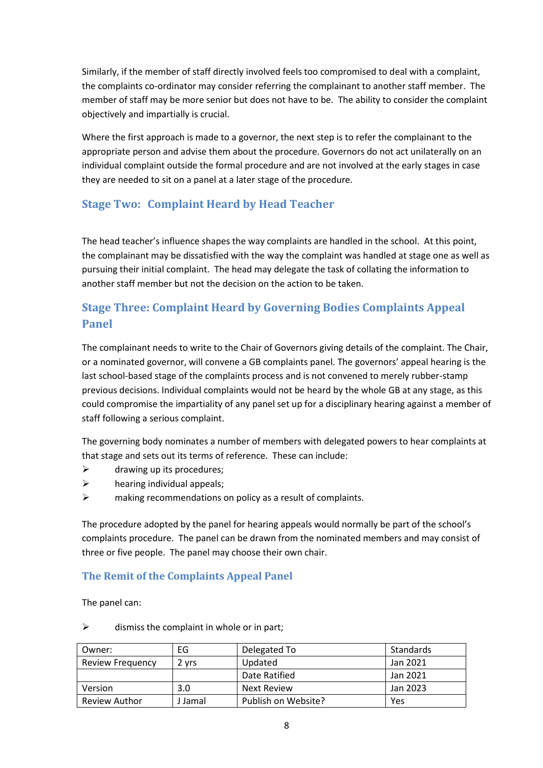Similarly, if the member of staff directly involved feels too compromised to deal with a complaint, the complaints co-ordinator may consider referring the complainant to another staff member. The member of staff may be more senior but does not have to be. The ability to consider the complaint objectively and impartially is crucial.

Where the first approach is made to a governor, the next step is to refer the complainant to the appropriate person and advise them about the procedure. Governors do not act unilaterally on an individual complaint outside the formal procedure and are not involved at the early stages in case they are needed to sit on a panel at a later stage of the procedure.

## Stage Two: Complaint Heard by Head Teacher

The head teacher's influence shapes the way complaints are handled in the school. At this point, the complainant may be dissatisfied with the way the complaint was handled at stage one as well as pursuing their initial complaint. The head may delegate the task of collating the information to another staff member but not the decision on the action to be taken.

## Stage Three: Complaint Heard by Governing Bodies Complaints Appeal Panel

The complainant needs to write to the Chair of Governors giving details of the complaint. The Chair, or a nominated governor, will convene a GB complaints panel. The governors' appeal hearing is the last school-based stage of the complaints process and is not convened to merely rubber-stamp previous decisions. Individual complaints would not be heard by the whole GB at any stage, as this could compromise the impartiality of any panel set up for a disciplinary hearing against a member of staff following a serious complaint.

The governing body nominates a number of members with delegated powers to hear complaints at that stage and sets out its terms of reference. These can include:

- drawing up its procedures;
- hearing individual appeals;
- making recommendations on policy as a result of complaints.

The procedure adopted by the panel for hearing appeals would normally be part of the school's complaints procedure. The panel can be drawn from the nominated members and may consist of three or five people. The panel may choose their own chair.

### The Remit of the Complaints Appeal Panel

The panel can:

- dismiss the complaint in whole or in part;

| Owner: | EG | Delegated To | Standards |
|---|---|---|---|
| Review Frequency | 2 yrs | Updated | Jan 2021 |
| | | Date Ratified | Jan 2021 |
| Version | 3.0 | Next Review | Jan 2023 |
| Review Author | J Jamal | Publish on Website? | Yes |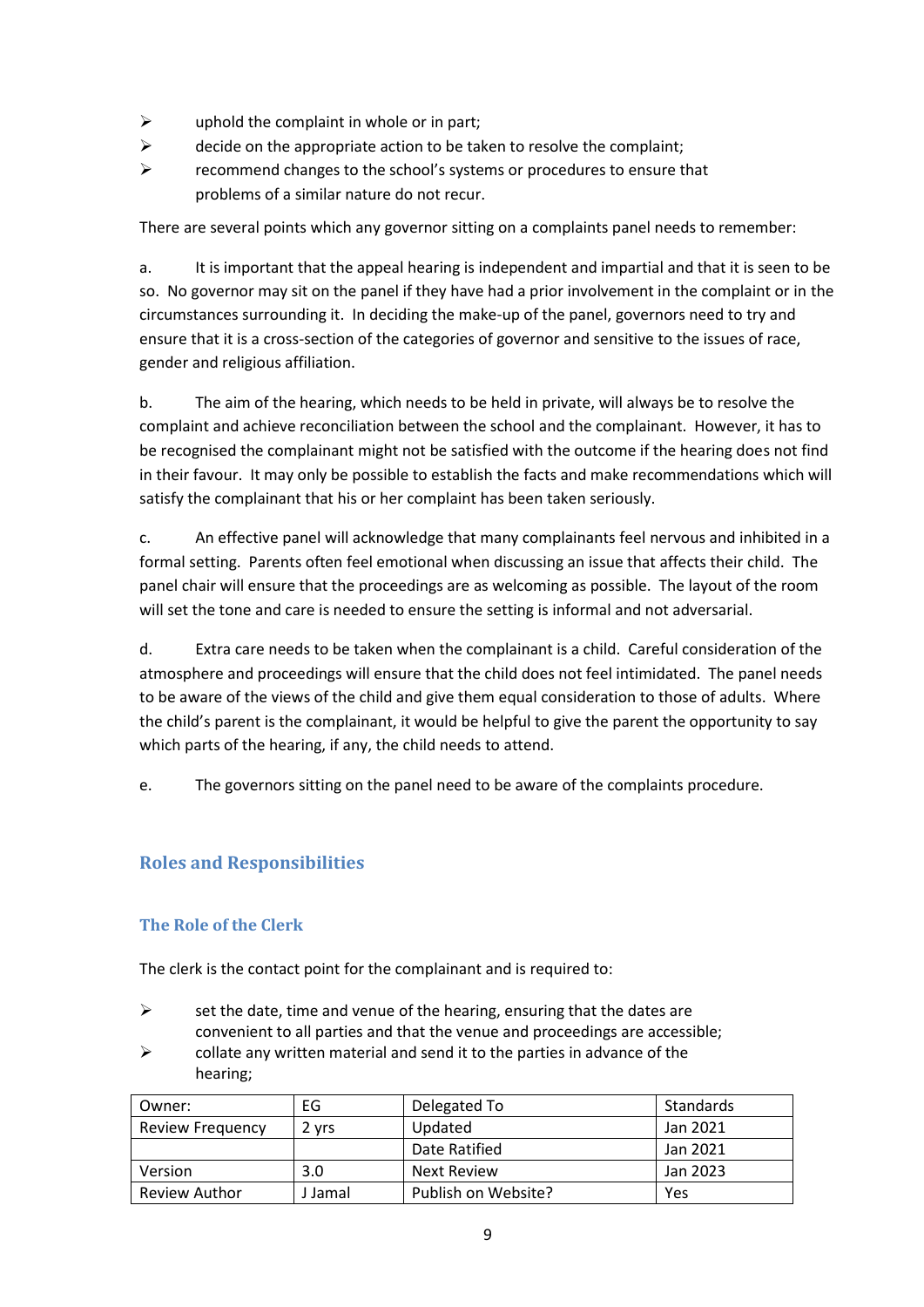- uphold the complaint in whole or in part;
- decide on the appropriate action to be taken to resolve the complaint;
- recommend changes to the school's systems or procedures to ensure that problems of a similar nature do not recur.

There are several points which any governor sitting on a complaints panel needs to remember:

a. It is important that the appeal hearing is independent and impartial and that it is seen to be so. No governor may sit on the panel if they have had a prior involvement in the complaint or in the circumstances surrounding it. In deciding the make-up of the panel, governors need to try and ensure that it is a cross-section of the categories of governor and sensitive to the issues of race, gender and religious affiliation.

b. The aim of the hearing, which needs to be held in private, will always be to resolve the complaint and achieve reconciliation between the school and the complainant. However, it has to be recognised the complainant might not be satisfied with the outcome if the hearing does not find in their favour. It may only be possible to establish the facts and make recommendations which will satisfy the complainant that his or her complaint has been taken seriously.

c. An effective panel will acknowledge that many complainants feel nervous and inhibited in a formal setting. Parents often feel emotional when discussing an issue that affects their child. The panel chair will ensure that the proceedings are as welcoming as possible. The layout of the room will set the tone and care is needed to ensure the setting is informal and not adversarial.

d. Extra care needs to be taken when the complainant is a child. Careful consideration of the atmosphere and proceedings will ensure that the child does not feel intimidated. The panel needs to be aware of the views of the child and give them equal consideration to those of adults. Where the child's parent is the complainant, it would be helpful to give the parent the opportunity to say which parts of the hearing, if any, the child needs to attend.

e. The governors sitting on the panel need to be aware of the complaints procedure.

## Roles and Responsibilities

### The Role of the Clerk

The clerk is the contact point for the complainant and is required to:

- set the date, time and venue of the hearing, ensuring that the dates are convenient to all parties and that the venue and proceedings are accessible;
- collate any written material and send it to the parties in advance of the hearing;

| Owner: | EG | Delegated To | Standards |
|---|---|---|---|
| Review Frequency | 2 yrs | Updated | Jan 2021 |
| | | Date Ratified | Jan 2021 |
| Version | 3.0 | Next Review | Jan 2023 |
| Review Author | J Jamal | Publish on Website? | Yes |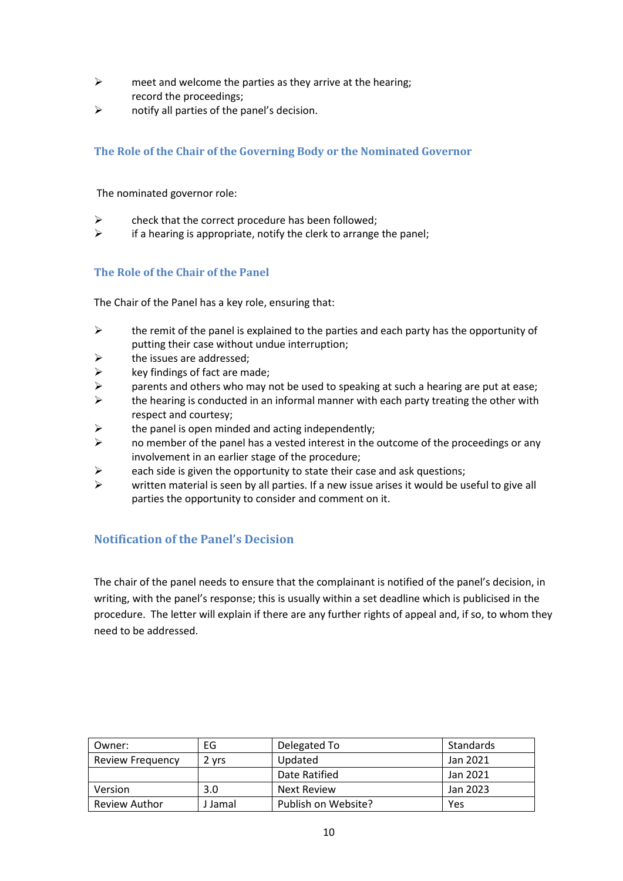- meet and welcome the parties as they arrive at the hearing;
  record the proceedings;
- notify all parties of the panel's decision.

### The Role of the Chair of the Governing Body or the Nominated Governor

The nominated governor role:

- check that the correct procedure has been followed;
- if a hearing is appropriate, notify the clerk to arrange the panel;

### The Role of the Chair of the Panel

The Chair of the Panel has a key role, ensuring that:

- the remit of the panel is explained to the parties and each party has the opportunity of putting their case without undue interruption;
- the issues are addressed;
- key findings of fact are made;
- parents and others who may not be used to speaking at such a hearing are put at ease;
- the hearing is conducted in an informal manner with each party treating the other with respect and courtesy;
- the panel is open minded and acting independently;
- no member of the panel has a vested interest in the outcome of the proceedings or any involvement in an earlier stage of the procedure;
- each side is given the opportunity to state their case and ask questions;
- written material is seen by all parties. If a new issue arises it would be useful to give all parties the opportunity to consider and comment on it.

### Notification of the Panel's Decision

The chair of the panel needs to ensure that the complainant is notified of the panel's decision, in writing, with the panel's response; this is usually within a set deadline which is publicised in the procedure. The letter will explain if there are any further rights of appeal and, if so, to whom they need to be addressed.

| Owner: | EG | Delegated To | Standards |
|---|---|---|---|
| Review Frequency | 2 yrs | Updated | Jan 2021 |
| | | Date Ratified | Jan 2021 |
| Version | 3.0 | Next Review | Jan 2023 |
| Review Author | J Jamal | Publish on Website? | Yes |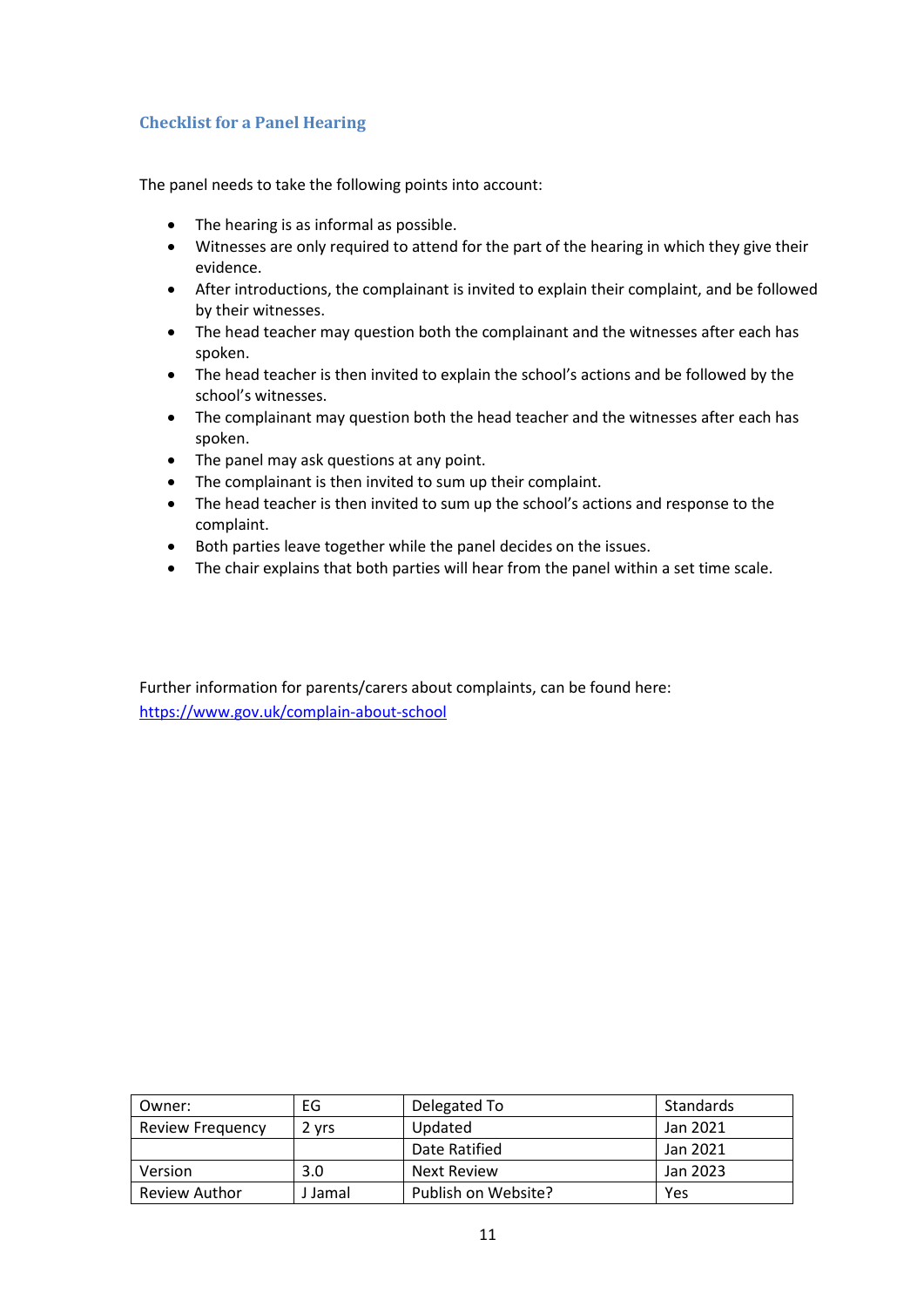### Checklist for a Panel Hearing

The panel needs to take the following points into account:

- The hearing is as informal as possible.
- Witnesses are only required to attend for the part of the hearing in which they give their evidence.
- After introductions, the complainant is invited to explain their complaint, and be followed by their witnesses.
- The head teacher may question both the complainant and the witnesses after each has spoken.
- The head teacher is then invited to explain the school's actions and be followed by the school's witnesses.
- The complainant may question both the head teacher and the witnesses after each has spoken.
- The panel may ask questions at any point.
- The complainant is then invited to sum up their complaint.
- The head teacher is then invited to sum up the school's actions and response to the complaint.
- Both parties leave together while the panel decides on the issues.
- The chair explains that both parties will hear from the panel within a set time scale.

Further information for parents/carers about complaints, can be found here:
[https://www.gov.uk/complain-about-school](https://www.gov.uk/complain-about-school)

| Owner: | EG | Delegated To | Standards |
|---|---|---|---|
| Review Frequency | 2 yrs | Updated | Jan 2021 |
| | | Date Ratified | Jan 2021 |
| Version | 3.0 | Next Review | Jan 2023 |
| Review Author | J Jamal | Publish on Website? | Yes |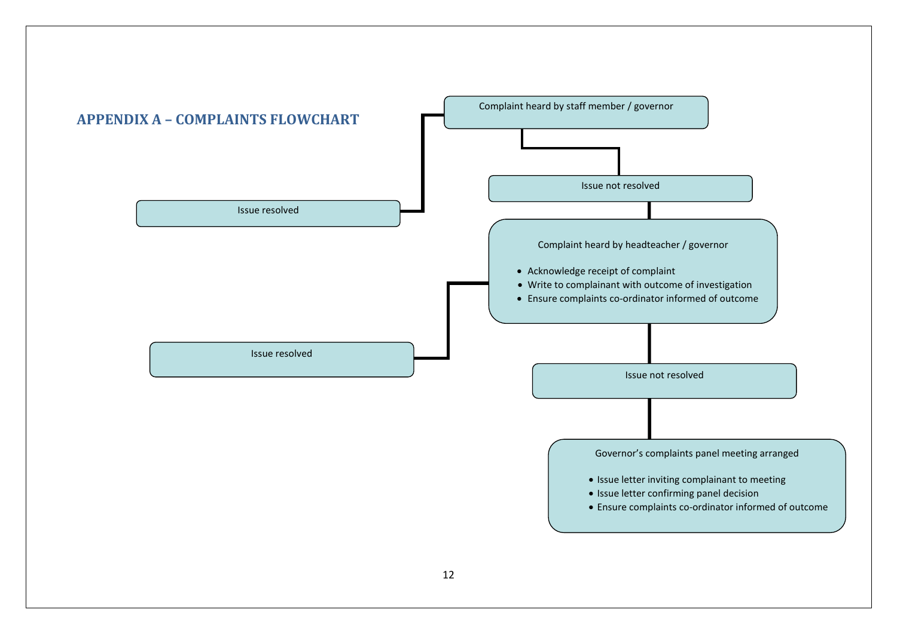## APPENDIX A – COMPLAINTS FLOWCHART

Complaint heard by staff member / governor

- Issue resolved
- Issue not resolved

Complaint heard by headteacher / governor

- Acknowledge receipt of complaint
- Write to complainant with outcome of investigation
- Ensure complaints co-ordinator informed of outcome

Outcomes:

- Issue resolved
- Issue not resolved

Governor's complaints panel meeting arranged

- Issue letter inviting complainant to meeting
- Issue letter confirming panel decision
- Ensure complaints co-ordinator informed of outcome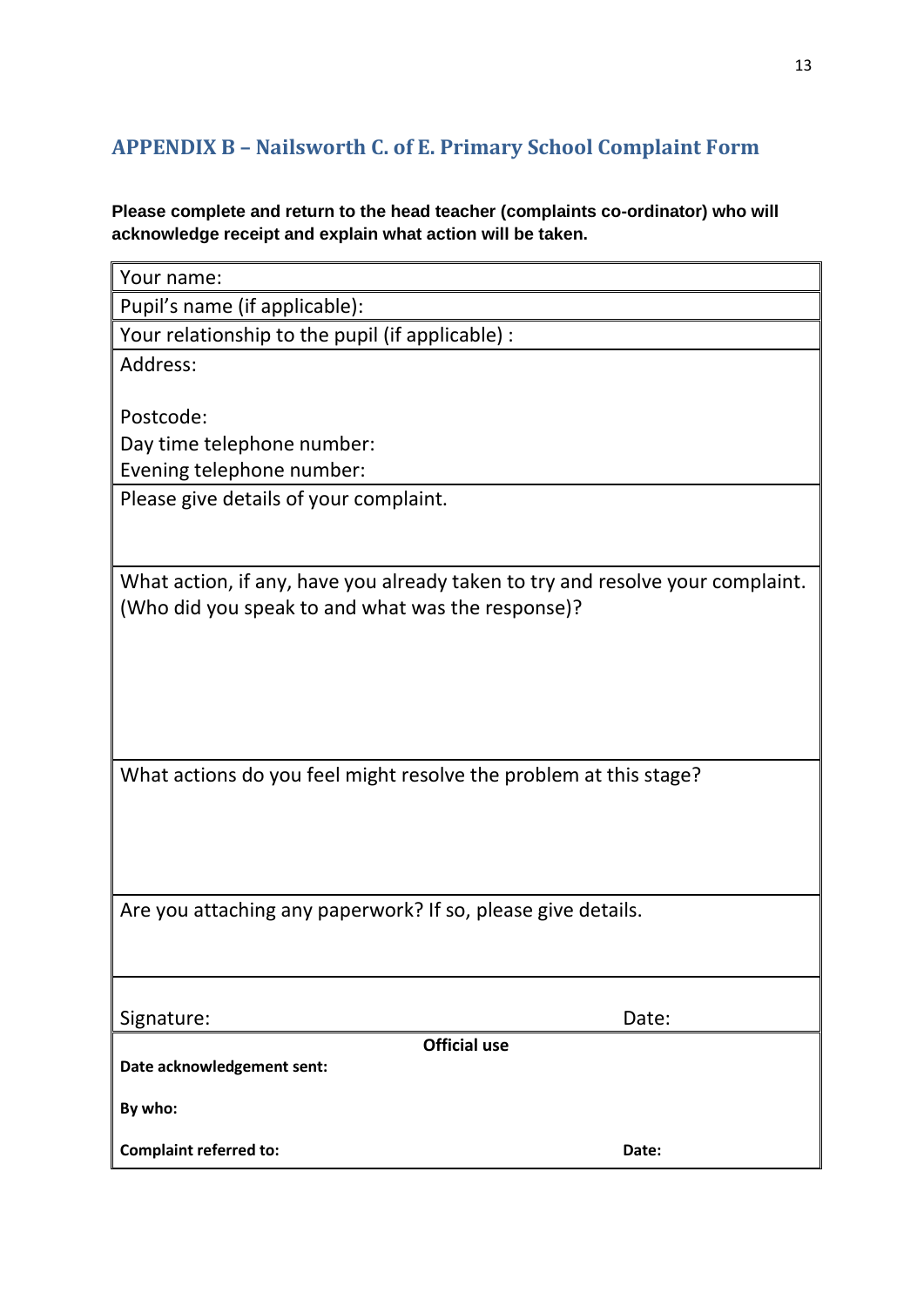## APPENDIX B – Nailsworth C. of E. Primary School Complaint Form

**Please complete and return to the head teacher (complaints co-ordinator) who will acknowledge receipt and explain what action will be taken.**

| |
|---|
| Your name: |
| Pupil's name (if applicable): |
| Your relationship to the pupil (if applicable) : |
| Address:<br><br>Postcode:<br>Day time telephone number:<br>Evening telephone number: |
| Please give details of your complaint. |
| What action, if any, have you already taken to try and resolve your complaint. (Who did you speak to and what was the response)? |
| What actions do you feel might resolve the problem at this stage? |
| Are you attaching any paperwork? If so, please give details. |
| Signature: Date: |
| **Official use**<br>**Date acknowledgement sent:**<br>**By who:**<br>**Complaint referred to:** **Date:** |